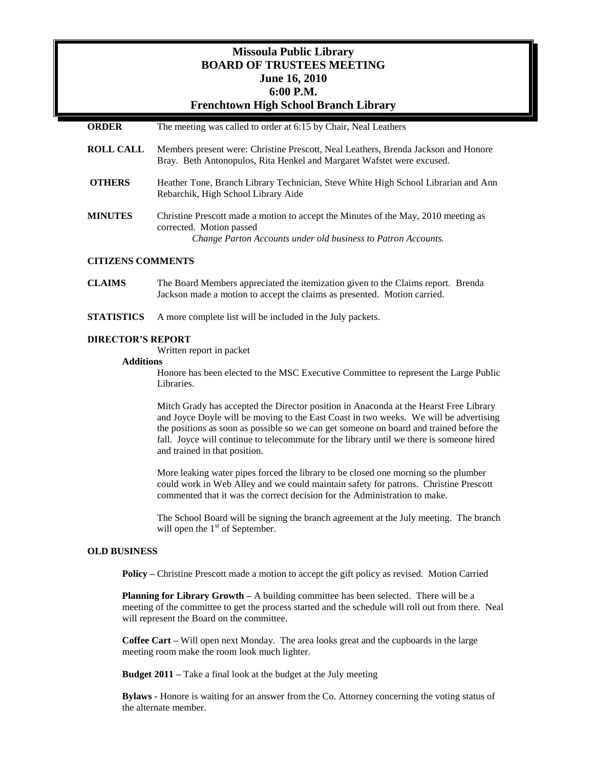# Missoula Public Library
## BOARD OF TRUSTEES MEETING
### June 16, 2010
### 6:00 P.M.
### Frenchtown High School Branch Library

**ORDER** The meeting was called to order at 6:15 by Chair, Neal Leathers

**ROLL CALL** Members present were: Christine Prescott, Neal Leathers, Brenda Jackson and Honore Bray. Beth Antonopulos, Rita Henkel and Margaret Wafstet were excused.

**OTHERS** Heather Tone, Branch Library Technician, Steve White High School Librarian and Ann Rebarchik, High School Library Aide

**MINUTES** Christine Prescott made a motion to accept the Minutes of the May, 2010 meeting as corrected. Motion passed

*Change Parton Accounts under old business to Patron Accounts.*

**CITIZENS COMMENTS**

**CLAIMS** The Board Members appreciated the itemization given to the Claims report. Brenda Jackson made a motion to accept the claims as presented. Motion carried.

**STATISTICS** A more complete list will be included in the July packets.

**DIRECTOR'S REPORT**

Written report in packet

**Additions**

Honore has been elected to the MSC Executive Committee to represent the Large Public Libraries.

Mitch Grady has accepted the Director position in Anaconda at the Hearst Free Library and Joyce Doyle will be moving to the East Coast in two weeks. We will be advertising the positions as soon as possible so we can get someone on board and trained before the fall. Joyce will continue to telecommute for the library until we there is someone hired and trained in that position.

More leaking water pipes forced the library to be closed one morning so the plumber could work in Web Alley and we could maintain safety for patrons. Christine Prescott commented that it was the correct decision for the Administration to make.

The School Board will be signing the branch agreement at the July meeting. The branch will open the 1st of September.

**OLD BUSINESS**

**Policy –** Christine Prescott made a motion to accept the gift policy as revised. Motion Carried

**Planning for Library Growth –** A building committee has been selected. There will be a meeting of the committee to get the process started and the schedule will roll out from there. Neal will represent the Board on the committee.

**Coffee Cart –** Will open next Monday. The area looks great and the cupboards in the large meeting room make the room look much lighter.

**Budget 2011 –** Take a final look at the budget at the July meeting

**Bylaws -** Honore is waiting for an answer from the Co. Attorney concerning the voting status of the alternate member.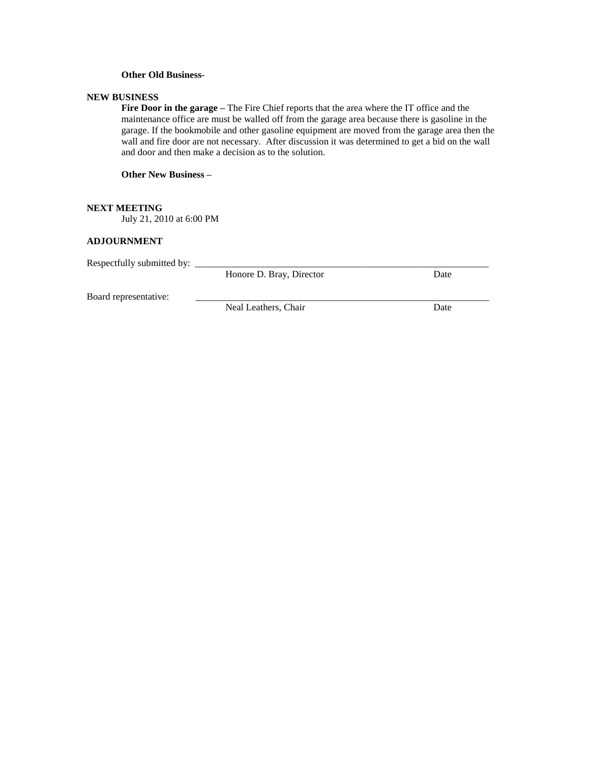**Other Old Business**-

**NEW BUSINESS**

**Fire Door in the garage –** The Fire Chief reports that the area where the IT office and the maintenance office are must be walled off from the garage area because there is gasoline in the garage. If the bookmobile and other gasoline equipment are moved from the garage area then the wall and fire door are not necessary. After discussion it was determined to get a bid on the wall and door and then make a decision as to the solution.

**Other New Business –**

**NEXT MEETING**

July 21, 2010 at 6:00 PM

**ADJOURNMENT**

Respectfully submitted by: ______________________________________________________________

Honore D. Bray, Director    Date

Board representative: ______________________________________________________________

Neal Leathers, Chair    Date